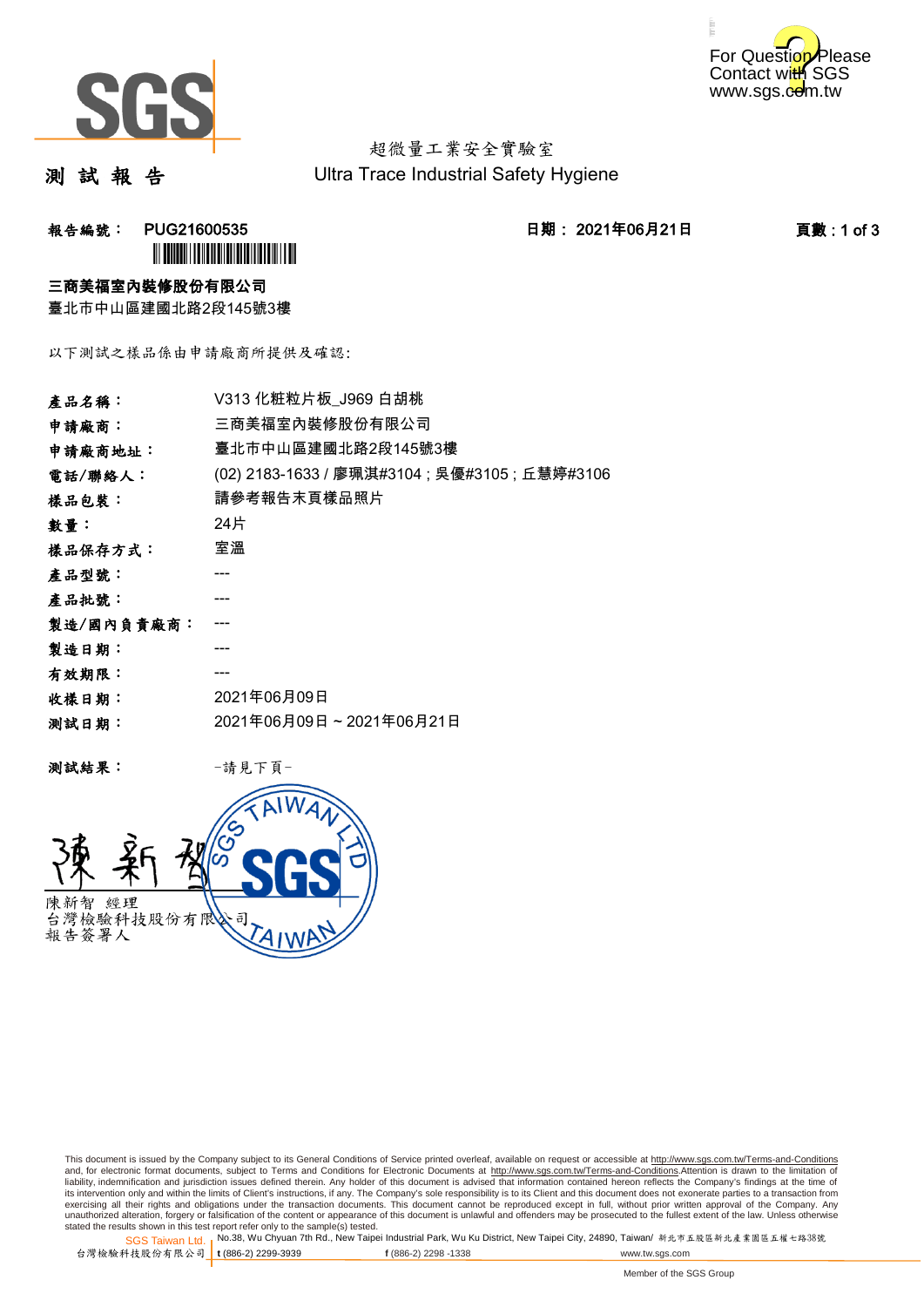SGS

For Question Please Contact with SGS www.sgs.com.tw

超微量工業安全實驗室
Ultra Trace Industrial Safety Hygiene

# 測 試 報 告

報告編號： PUG21600535　　　　日期： 2021年06月21日　　　　頁數 : 1 of 3

**三商美福室內裝修股份有限公司**
臺北市中山區建國北路2段145號3樓

以下測試之樣品係由申請廠商所提供及確認:

| | |
|---|---|
| 產品名稱： | V313 化粧粒片板_J969 白胡桃 |
| 申請廠商： | 三商美福室內裝修股份有限公司 |
| 申請廠商地址： | 臺北市中山區建國北路2段145號3樓 |
| 電話/聯絡人： | (02) 2183-1633 / 廖珮淇#3104 ; 吳優#3105 ; 丘慧婷#3106 |
| 樣品包裝： | 請參考報告末頁樣品照片 |
| 數量： | 24片 |
| 樣品保存方式： | 室溫 |
| 產品型號： | --- |
| 產品批號： | --- |
| 製造/國內負責廠商： | --- |
| 製造日期： | --- |
| 有效期限： | --- |
| 收樣日期： | 2021年06月09日 |
| 測試日期： | 2021年06月09日 ~ 2021年06月21日 |

測試結果： -請見下頁-

陳新智 經理
台灣檢驗科技股份有限公司
報告簽署人

This document is issued by the Company subject to its General Conditions of Service printed overleaf, available on request or accessible at http://www.sgs.com.tw/Terms-and-Conditions and, for electronic format documents, subject to Terms and Conditions for Electronic Documents at http://www.sgs.com.tw/Terms-and-Conditions.Attention is drawn to the limitation of liability, indemnification and jurisdiction issues defined therein. Any holder of this document is advised that information contained hereon reflects the Company's findings at the time of its intervention only and within the limits of Client's instructions, if any. The Company's sole responsibility is to its Client and this document does not exonerate parties to a transaction from exercising all their rights and obligations under the transaction documents. This document cannot be reproduced except in full, without prior written approval of the Company. Any unauthorized alteration, forgery or falsification of the content or appearance of this document is unlawful and offenders may be prosecuted to the fullest extent of the law. Unless otherwise stated the results shown in this test report refer only to the sample(s) tested.

SGS Taiwan Ltd. 台灣檢驗科技股份有限公司 | No.38, Wu Chyuan 7th Rd., New Taipei Industrial Park, Wu Ku District, New Taipei City, 24890, Taiwan/ 新北市五股區新北產業園區五權七路38號 t (886-2) 2299-3939 f (886-2) 2298 -1338 www.tw.sgs.com

Member of the SGS Group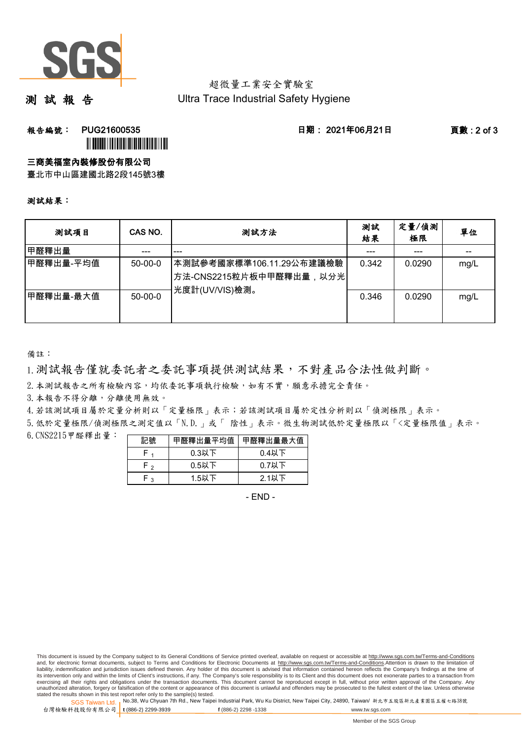超微量工業安全實驗室

# 測 試 報 告

Ultra Trace Industrial Safety Hygiene

**報告編號： PUG21600535** **日期： 2021年06月21日**

**三商美福室內裝修股份有限公司**

臺北市中山區建國北路2段145號3樓

**測試結果：**

| 測試項目 | CAS NO. | 測試方法 | 測試結果 | 定量/偵測極限 | 單位 |
|---|---|---|---|---|---|
| 甲醛釋出量 | --- | --- | --- | --- | -- |
| 甲醛釋出量-平均值 | 50-00-0 | 本測試參考國家標準106.11.29公布建議檢驗方法-CNS2215粒片板中甲醛釋出量，以分光光度計(UV/VIS)檢測。 | 0.342 | 0.0290 | mg/L |
| 甲醛釋出量-最大值 | 50-00-0 | | 0.346 | 0.0290 | mg/L |

備註：

1. 測試報告僅就委託者之委託事項提供測試結果，不對產品合法性做判斷。
2. 本測試報告之所有檢驗內容，均依委託事項執行檢驗，如有不實，願意承擔完全責任。
3. 本報告不得分離，分離使用無效。
4. 若該測試項目屬於定量分析則以「定量極限」表示；若該測試項目屬於定性分析則以「偵測極限」表示。
5. 低於定量極限/偵測極限之測定值以「N.D.」或「 陰性」表示。微生物測試低於定量極限以「<定量極限值」表示。
6. CNS2215甲醛釋出量：

| 記號 | 甲醛釋出量平均值 | 甲醛釋出量最大值 |
|---|---|---|
| $F_1$ | 0.3以下 | 0.4以下 |
| $F_2$ | 0.5以下 | 0.7以下 |
| $F_3$ | 1.5以下 | 2.1以下 |

- END -

This document is issued by the Company subject to its General Conditions of Service printed overleaf, available on request or accessible at http://www.sgs.com.tw/Terms-and-Conditions and, for electronic format documents, subject to Terms and Conditions for Electronic Documents at http://www.sgs.com.tw/Terms-and-Conditions.Attention is drawn to the limitation of liability, indemnification and jurisdiction issues defined therein. Any holder of this document is advised that information contained hereon reflects the Company's findings at the time of its intervention only and within the limits of Client's instructions, if any. The Company's sole responsibility is to its Client and this document does not exonerate parties to a transaction from exercising all their rights and obligations under the transaction documents. This document cannot be reproduced except in full, without prior written approval of the Company. Any unauthorized alteration, forgery or falsification of the content or appearance of this document is unlawful and offenders may be prosecuted to the fullest extent of the law. Unless otherwise stated the results shown in this test report refer only to the sample(s) tested.

SGS Taiwan Ltd. 台灣檢驗科技股份有限公司 | No.38, Wu Chyuan 7th Rd., New Taipei Industrial Park, Wu Ku District, New Taipei City, 24890, Taiwan/ 新北市五股區新北產業園區五權七路38號 | t (886-2) 2299-3939 f (886-2) 2298 -1338 www.tw.sgs.com

Member of the SGS Group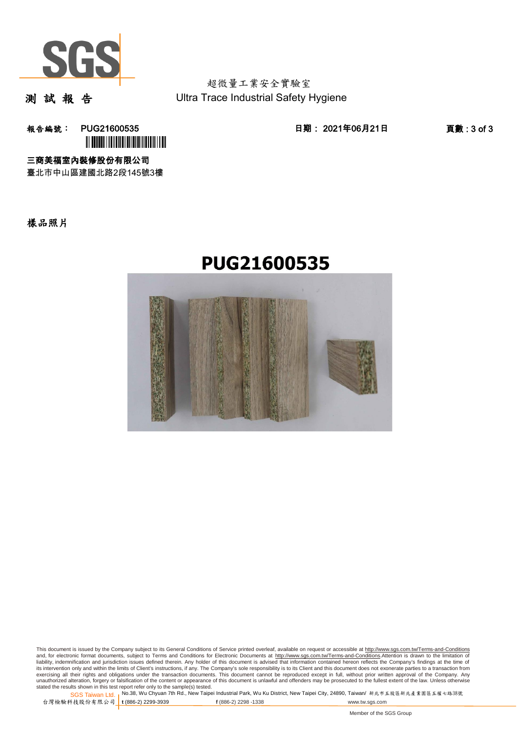# 測 試 報 告

超微量工業安全實驗室
Ultra Trace Industrial Safety Hygiene

報告編號： PUG21600535　　　日期： 2021年06月21日

**三商美福室內裝修股份有限公司**
臺北市中山區建國北路2段145號3樓

## 樣品照片

PUG21600535

This document is issued by the Company subject to its General Conditions of Service printed overleaf, available on request or accessible at http://www.sgs.com.tw/Terms-and-Conditions and, for electronic format documents, subject to Terms and Conditions for Electronic Documents at http://www.sgs.com.tw/Terms-and-Conditions.Attention is drawn to the limitation of liability, indemnification and jurisdiction issues defined therein. Any holder of this document is advised that information contained hereon reflects the Company's findings at the time of its intervention only and within the limits of Client's instructions, if any. The Company's sole responsibility is to its Client and this document does not exonerate parties to a transaction from exercising all their rights and obligations under the transaction documents. This document cannot be reproduced except in full, without prior written approval of the Company. Any unauthorized alteration, forgery or falsification of the content or appearance of this document is unlawful and offenders may be prosecuted to the fullest extent of the law. Unless otherwise stated the results shown in this test report refer only to the sample(s) tested.

SGS Taiwan Ltd. 台灣檢驗科技股份有限公司 | No.38, Wu Chyuan 7th Rd., New Taipei Industrial Park, Wu Ku District, New Taipei City, 24890, Taiwan/ 新北市五股區新北產業園區五權七路38號 | t (886-2) 2299-3939 | f (886-2) 2298 -1338 | www.tw.sgs.com

Member of the SGS Group